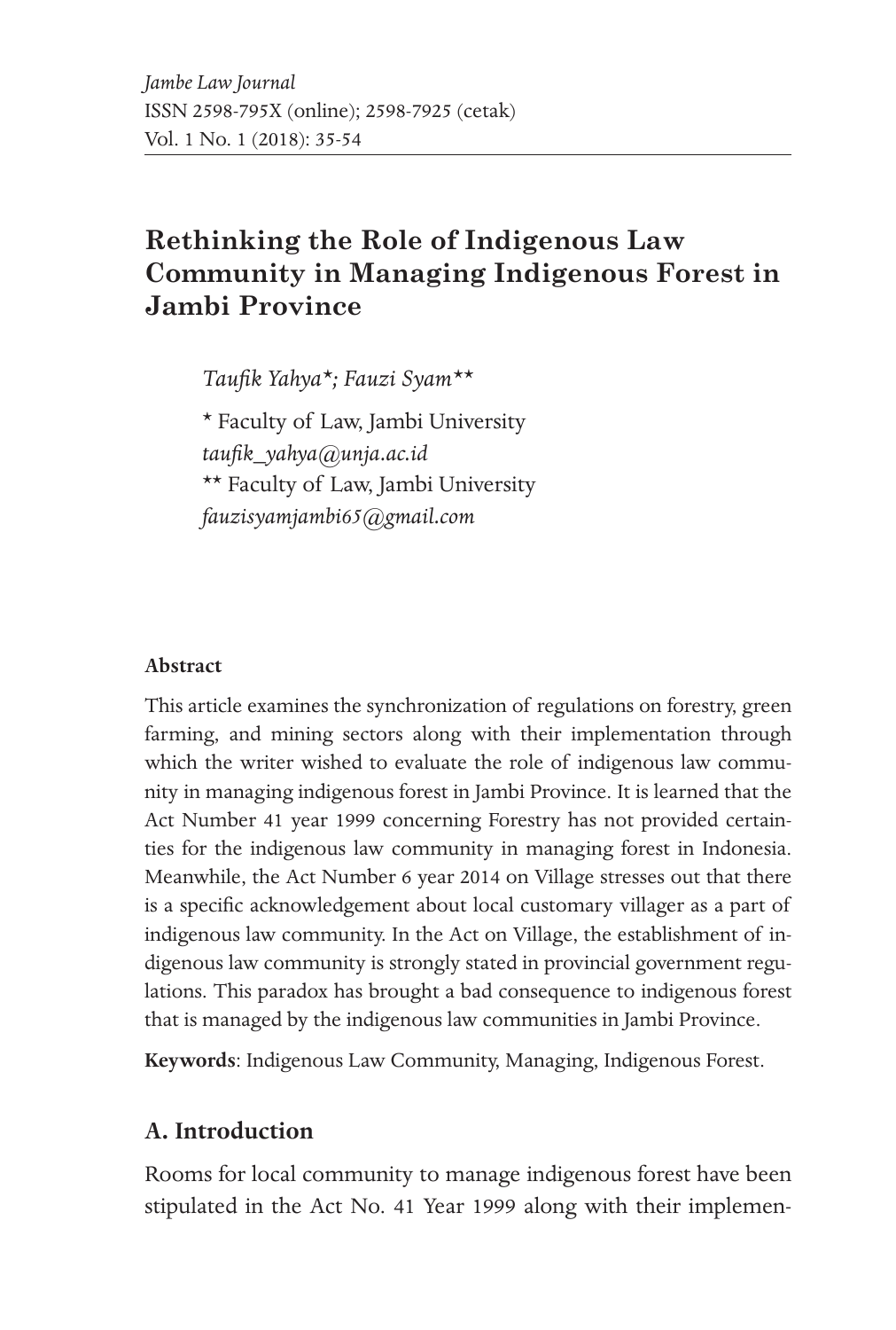# Rethinking the Role of Indigenous Law Community in Managing Indigenous Forest in Jambi Province

*Taufik Yahya\*; Fauzi Syam\*\**

\* Faculty of Law, Jambi University
*taufik_yahya@unja.ac.id*
\*\* Faculty of Law, Jambi University
*fauzisyamjambi65@gmail.com*

**Abstract**

This article examines the synchronization of regulations on forestry, green farming, and mining sectors along with their implementation through which the writer wished to evaluate the role of indigenous law community in managing indigenous forest in Jambi Province. It is learned that the Act Number 41 year 1999 concerning Forestry has not provided certainties for the indigenous law community in managing forest in Indonesia. Meanwhile, the Act Number 6 year 2014 on Village stresses out that there is a specific acknowledgement about local customary villager as a part of indigenous law community. In the Act on Village, the establishment of indigenous law community is strongly stated in provincial government regulations. This paradox has brought a bad consequence to indigenous forest that is managed by the indigenous law communities in Jambi Province.

**Keywords**: Indigenous Law Community, Managing, Indigenous Forest.

## A. Introduction

Rooms for local community to manage indigenous forest have been stipulated in the Act No. 41 Year 1999 along with their implemen-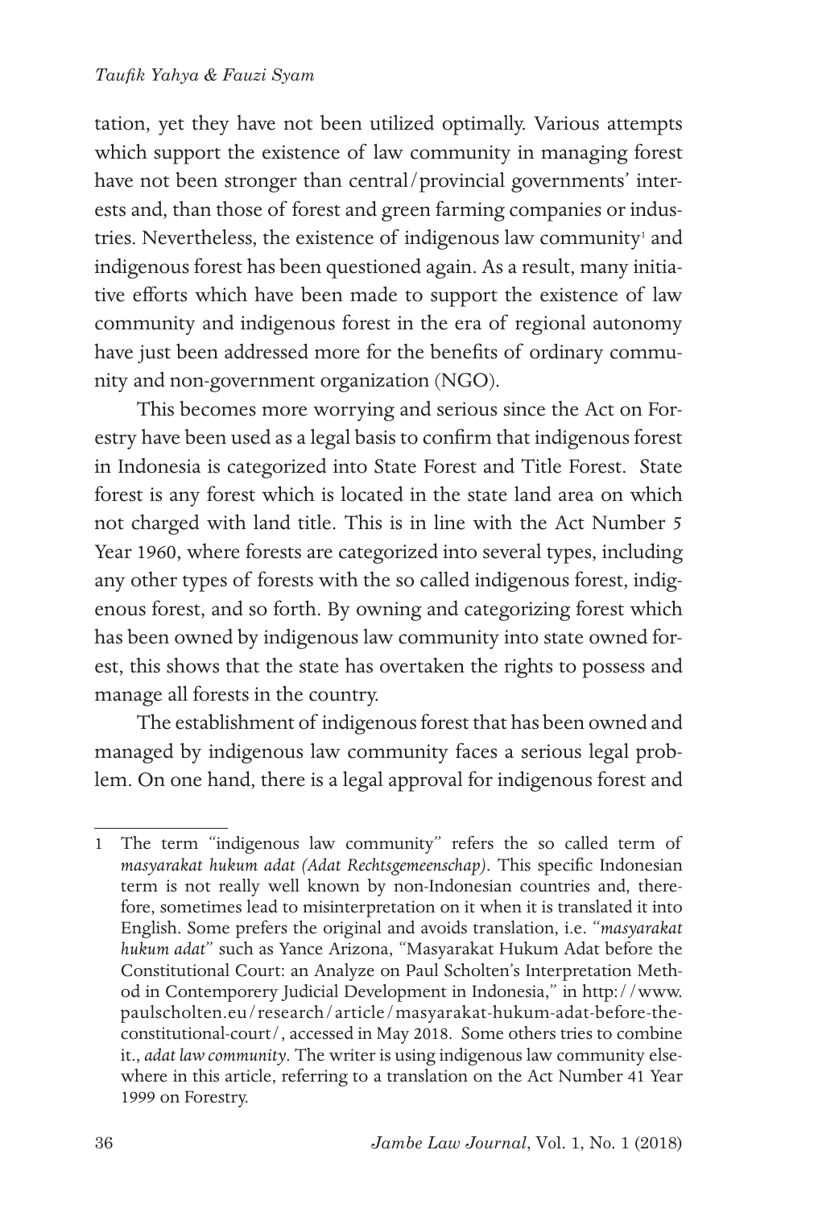tation, yet they have not been utilized optimally. Various attempts which support the existence of law community in managing forest have not been stronger than central/provincial governments' interests and, than those of forest and green farming companies or industries. Nevertheless, the existence of indigenous law community[1] and indigenous forest has been questioned again. As a result, many initiative efforts which have been made to support the existence of law community and indigenous forest in the era of regional autonomy have just been addressed more for the benefits of ordinary community and non-government organization (NGO).

This becomes more worrying and serious since the Act on Forestry have been used as a legal basis to confirm that indigenous forest in Indonesia is categorized into State Forest and Title Forest. State forest is any forest which is located in the state land area on which not charged with land title. This is in line with the Act Number 5 Year 1960, where forests are categorized into several types, including any other types of forests with the so called indigenous forest, indigenous forest, and so forth. By owning and categorizing forest which has been owned by indigenous law community into state owned forest, this shows that the state has overtaken the rights to possess and manage all forests in the country.

The establishment of indigenous forest that has been owned and managed by indigenous law community faces a serious legal problem. On one hand, there is a legal approval for indigenous forest and

---

1 The term "indigenous law community" refers the so called term of *masyarakat hukum adat (Adat Rechtsgemeenschap)*. This specific Indonesian term is not really well known by non-Indonesian countries and, therefore, sometimes lead to misinterpretation on it when it is translated it into English. Some prefers the original and avoids translation, i.e. "*masyarakat hukum adat*" such as Yance Arizona, "Masyarakat Hukum Adat before the Constitutional Court: an Analyze on Paul Scholten's Interpretation Method in Contemporery Judicial Development in Indonesia," in http://www.paulscholten.eu/research/article/masyarakat-hukum-adat-before-the-constitutional-court/, accessed in May 2018. Some others tries to combine it., *adat law community*. The writer is using indigenous law community elsewhere in this article, referring to a translation on the Act Number 41 Year 1999 on Forestry.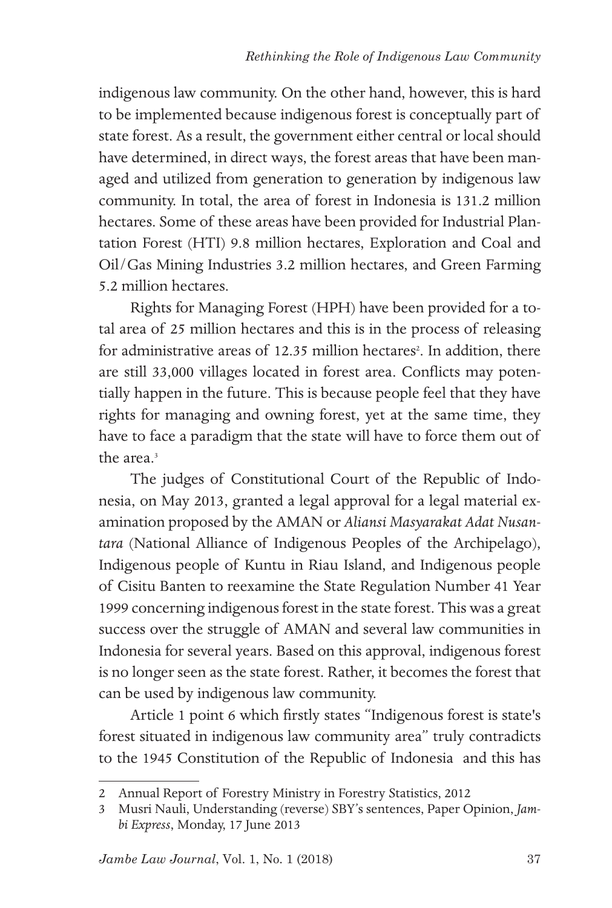indigenous law community. On the other hand, however, this is hard to be implemented because indigenous forest is conceptually part of state forest. As a result, the government either central or local should have determined, in direct ways, the forest areas that have been managed and utilized from generation to generation by indigenous law community. In total, the area of forest in Indonesia is 131.2 million hectares. Some of these areas have been provided for Industrial Plantation Forest (HTI) 9.8 million hectares, Exploration and Coal and Oil/Gas Mining Industries 3.2 million hectares, and Green Farming 5.2 million hectares.

Rights for Managing Forest (HPH) have been provided for a total area of 25 million hectares and this is in the process of releasing for administrative areas of 12.35 million hectares[2]. In addition, there are still 33,000 villages located in forest area. Conflicts may potentially happen in the future. This is because people feel that they have rights for managing and owning forest, yet at the same time, they have to face a paradigm that the state will have to force them out of the area.[3]

The judges of Constitutional Court of the Republic of Indonesia, on May 2013, granted a legal approval for a legal material examination proposed by the AMAN or *Aliansi Masyarakat Adat Nusantara* (National Alliance of Indigenous Peoples of the Archipelago), Indigenous people of Kuntu in Riau Island, and Indigenous people of Cisitu Banten to reexamine the State Regulation Number 41 Year 1999 concerning indigenous forest in the state forest. This was a great success over the struggle of AMAN and several law communities in Indonesia for several years. Based on this approval, indigenous forest is no longer seen as the state forest. Rather, it becomes the forest that can be used by indigenous law community.

Article 1 point 6 which firstly states "Indigenous forest is state's forest situated in indigenous law community area" truly contradicts to the 1945 Constitution of the Republic of Indonesia and this has

---

2 Annual Report of Forestry Ministry in Forestry Statistics, 2012

3 Musri Nauli, Understanding (reverse) SBY's sentences, Paper Opinion, *Jambi Express*, Monday, 17 June 2013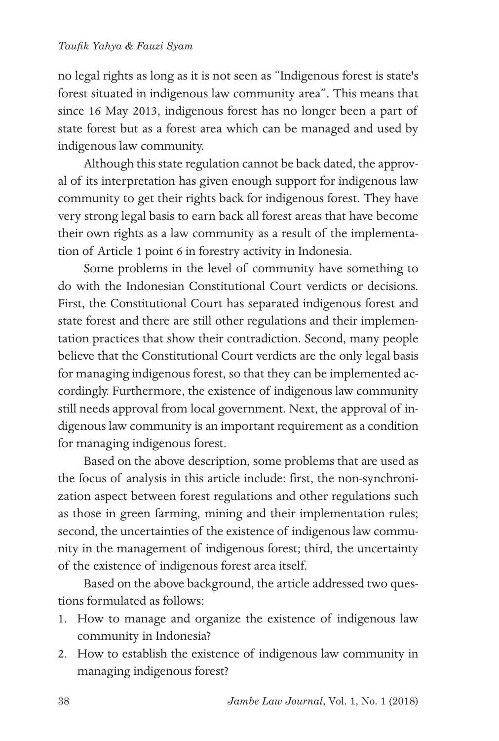no legal rights as long as it is not seen as "Indigenous forest is state's forest situated in indigenous law community area". This means that since 16 May 2013, indigenous forest has no longer been a part of state forest but as a forest area which can be managed and used by indigenous law community.

Although this state regulation cannot be back dated, the approval of its interpretation has given enough support for indigenous law community to get their rights back for indigenous forest. They have very strong legal basis to earn back all forest areas that have become their own rights as a law community as a result of the implementation of Article 1 point 6 in forestry activity in Indonesia.

Some problems in the level of community have something to do with the Indonesian Constitutional Court verdicts or decisions. First, the Constitutional Court has separated indigenous forest and state forest and there are still other regulations and their implementation practices that show their contradiction. Second, many people believe that the Constitutional Court verdicts are the only legal basis for managing indigenous forest, so that they can be implemented accordingly. Furthermore, the existence of indigenous law community still needs approval from local government. Next, the approval of indigenous law community is an important requirement as a condition for managing indigenous forest.

Based on the above description, some problems that are used as the focus of analysis in this article include: first, the non-synchronization aspect between forest regulations and other regulations such as those in green farming, mining and their implementation rules; second, the uncertainties of the existence of indigenous law community in the management of indigenous forest; third, the uncertainty of the existence of indigenous forest area itself.

Based on the above background, the article addressed two questions formulated as follows:

1. How to manage and organize the existence of indigenous law community in Indonesia?
2. How to establish the existence of indigenous law community in managing indigenous forest?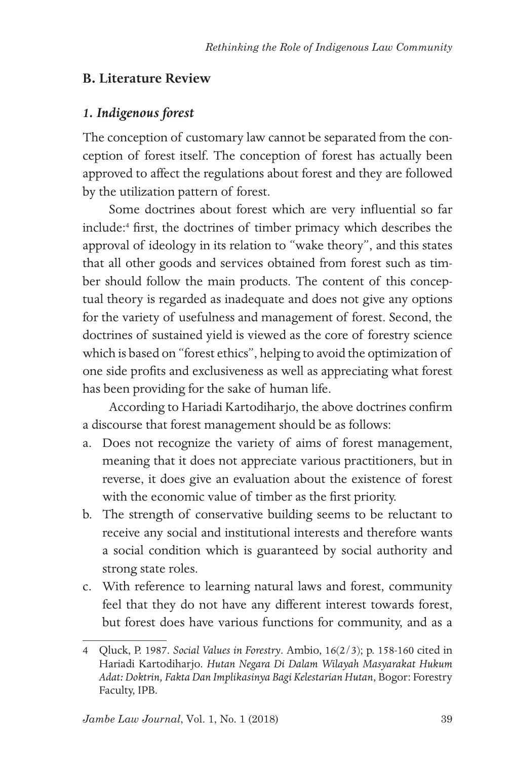## B. Literature Review

### *1. Indigenous forest*

The conception of customary law cannot be separated from the conception of forest itself. The conception of forest has actually been approved to affect the regulations about forest and they are followed by the utilization pattern of forest.

Some doctrines about forest which are very influential so far include:[4] first, the doctrines of timber primacy which describes the approval of ideology in its relation to "wake theory", and this states that all other goods and services obtained from forest such as timber should follow the main products. The content of this conceptual theory is regarded as inadequate and does not give any options for the variety of usefulness and management of forest. Second, the doctrines of sustained yield is viewed as the core of forestry science which is based on "forest ethics", helping to avoid the optimization of one side profits and exclusiveness as well as appreciating what forest has been providing for the sake of human life.

According to Hariadi Kartodiharjo, the above doctrines confirm a discourse that forest management should be as follows:

a. Does not recognize the variety of aims of forest management, meaning that it does not appreciate various practitioners, but in reverse, it does give an evaluation about the existence of forest with the economic value of timber as the first priority.
b. The strength of conservative building seems to be reluctant to receive any social and institutional interests and therefore wants a social condition which is guaranteed by social authority and strong state roles.
c. With reference to learning natural laws and forest, community feel that they do not have any different interest towards forest, but forest does have various functions for community, and as a

---

4 Qluck, P. 1987. *Social Values in Forestry*. Ambio, 16(2/3); p. 158-160 cited in Hariadi Kartodiharjo. *Hutan Negara Di Dalam Wilayah Masyarakat Hukum Adat: Doktrin, Fakta Dan Implikasinya Bagi Kelestarian Hutan*, Bogor: Forestry Faculty, IPB.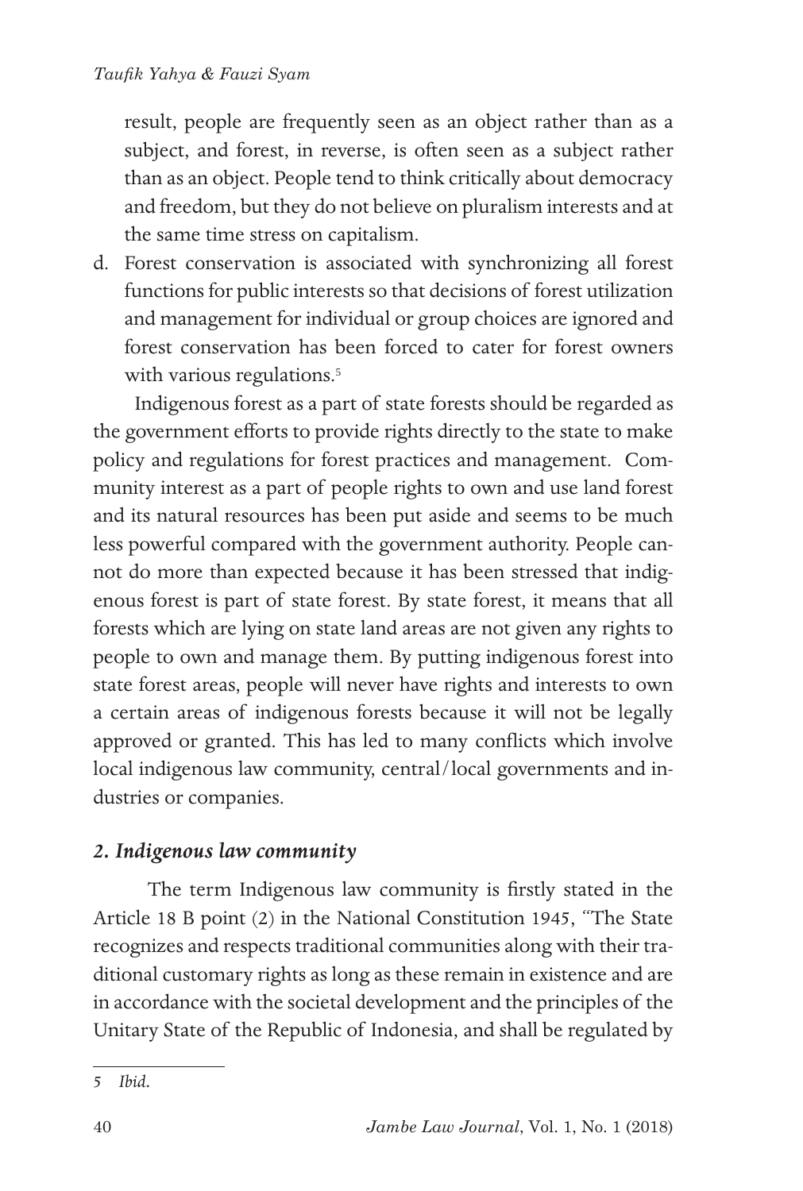result, people are frequently seen as an object rather than as a subject, and forest, in reverse, is often seen as a subject rather than as an object. People tend to think critically about democracy and freedom, but they do not believe on pluralism interests and at the same time stress on capitalism.

d. Forest conservation is associated with synchronizing all forest functions for public interests so that decisions of forest utilization and management for individual or group choices are ignored and forest conservation has been forced to cater for forest owners with various regulations.[5]

Indigenous forest as a part of state forests should be regarded as the government efforts to provide rights directly to the state to make policy and regulations for forest practices and management. Community interest as a part of people rights to own and use land forest and its natural resources has been put aside and seems to be much less powerful compared with the government authority. People cannot do more than expected because it has been stressed that indigenous forest is part of state forest. By state forest, it means that all forests which are lying on state land areas are not given any rights to people to own and manage them. By putting indigenous forest into state forest areas, people will never have rights and interests to own a certain areas of indigenous forests because it will not be legally approved or granted. This has led to many conflicts which involve local indigenous law community, central/local governments and industries or companies.

### *2. Indigenous law community*

The term Indigenous law community is firstly stated in the Article 18 B point (2) in the National Constitution 1945, "The State recognizes and respects traditional communities along with their traditional customary rights as long as these remain in existence and are in accordance with the societal development and the principles of the Unitary State of the Republic of Indonesia, and shall be regulated by

---

5 *Ibid.*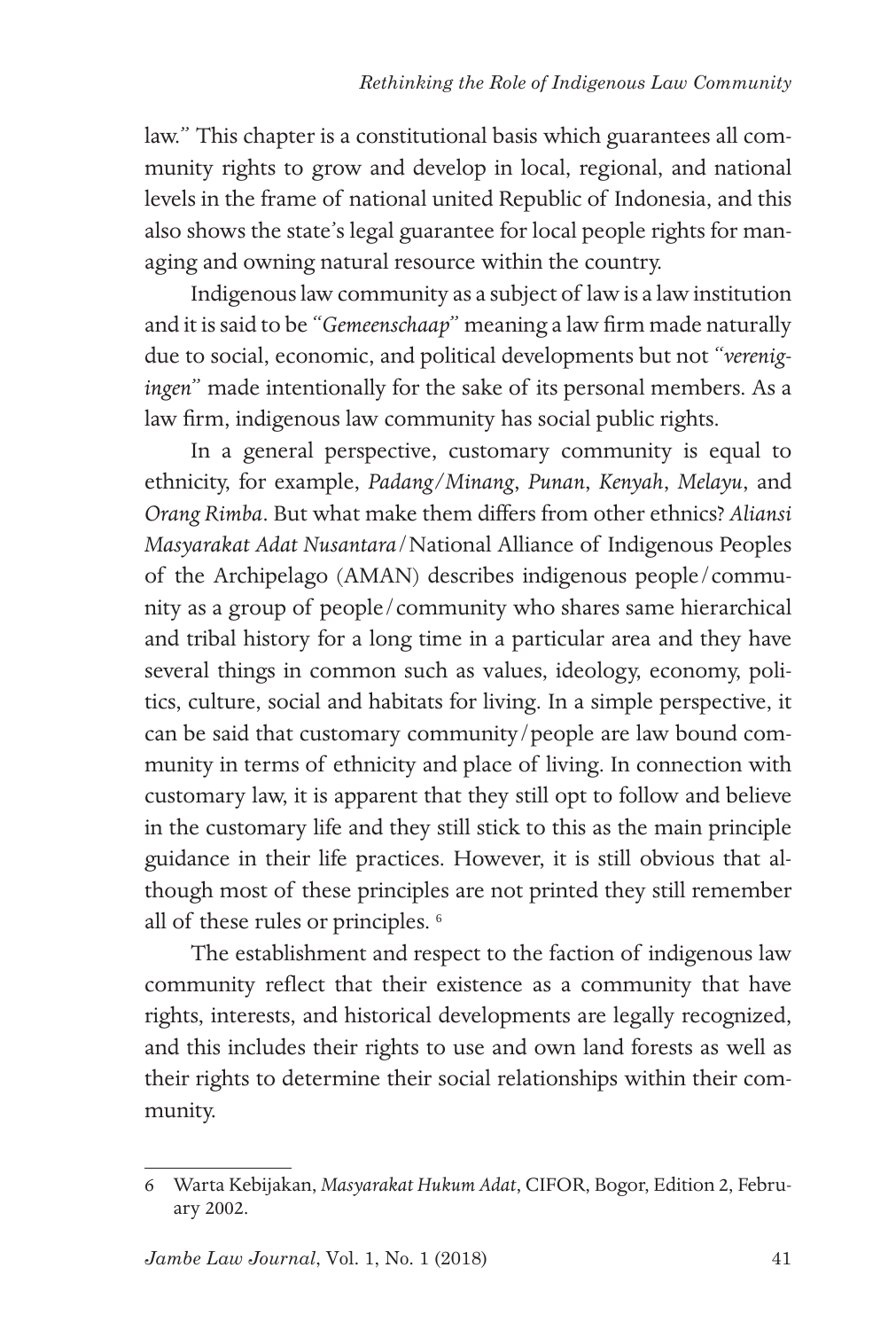law." This chapter is a constitutional basis which guarantees all community rights to grow and develop in local, regional, and national levels in the frame of national united Republic of Indonesia, and this also shows the state's legal guarantee for local people rights for managing and owning natural resource within the country.

Indigenous law community as a subject of law is a law institution and it is said to be *"Gemeenschaap"* meaning a law firm made naturally due to social, economic, and political developments but not *"verenigingen"* made intentionally for the sake of its personal members. As a law firm, indigenous law community has social public rights.

In a general perspective, customary community is equal to ethnicity, for example, *Padang/Minang*, *Punan*, *Kenyah*, *Melayu*, and *Orang Rimba*. But what make them differs from other ethnics? *Aliansi Masyarakat Adat Nusantara*/National Alliance of Indigenous Peoples of the Archipelago (AMAN) describes indigenous people/community as a group of people/community who shares same hierarchical and tribal history for a long time in a particular area and they have several things in common such as values, ideology, economy, politics, culture, social and habitats for living. In a simple perspective, it can be said that customary community/people are law bound community in terms of ethnicity and place of living. In connection with customary law, it is apparent that they still opt to follow and believe in the customary life and they still stick to this as the main principle guidance in their life practices. However, it is still obvious that although most of these principles are not printed they still remember all of these rules or principles. [6]

The establishment and respect to the faction of indigenous law community reflect that their existence as a community that have rights, interests, and historical developments are legally recognized, and this includes their rights to use and own land forests as well as their rights to determine their social relationships within their community.

---

6 Warta Kebijakan, *Masyarakat Hukum Adat*, CIFOR, Bogor, Edition 2, February 2002.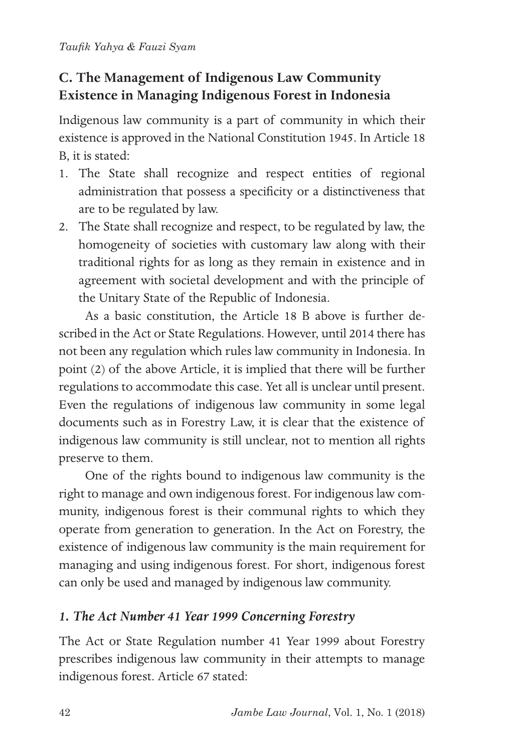## C. The Management of Indigenous Law Community Existence in Managing Indigenous Forest in Indonesia

Indigenous law community is a part of community in which their existence is approved in the National Constitution 1945. In Article 18 B, it is stated:

1. The State shall recognize and respect entities of regional administration that possess a specificity or a distinctiveness that are to be regulated by law.
2. The State shall recognize and respect, to be regulated by law, the homogeneity of societies with customary law along with their traditional rights for as long as they remain in existence and in agreement with societal development and with the principle of the Unitary State of the Republic of Indonesia.

As a basic constitution, the Article 18 B above is further described in the Act or State Regulations. However, until 2014 there has not been any regulation which rules law community in Indonesia. In point (2) of the above Article, it is implied that there will be further regulations to accommodate this case. Yet all is unclear until present. Even the regulations of indigenous law community in some legal documents such as in Forestry Law, it is clear that the existence of indigenous law community is still unclear, not to mention all rights preserve to them.

One of the rights bound to indigenous law community is the right to manage and own indigenous forest. For indigenous law community, indigenous forest is their communal rights to which they operate from generation to generation. In the Act on Forestry, the existence of indigenous law community is the main requirement for managing and using indigenous forest. For short, indigenous forest can only be used and managed by indigenous law community.

### *1. The Act Number 41 Year 1999 Concerning Forestry*

The Act or State Regulation number 41 Year 1999 about Forestry prescribes indigenous law community in their attempts to manage indigenous forest. Article 67 stated: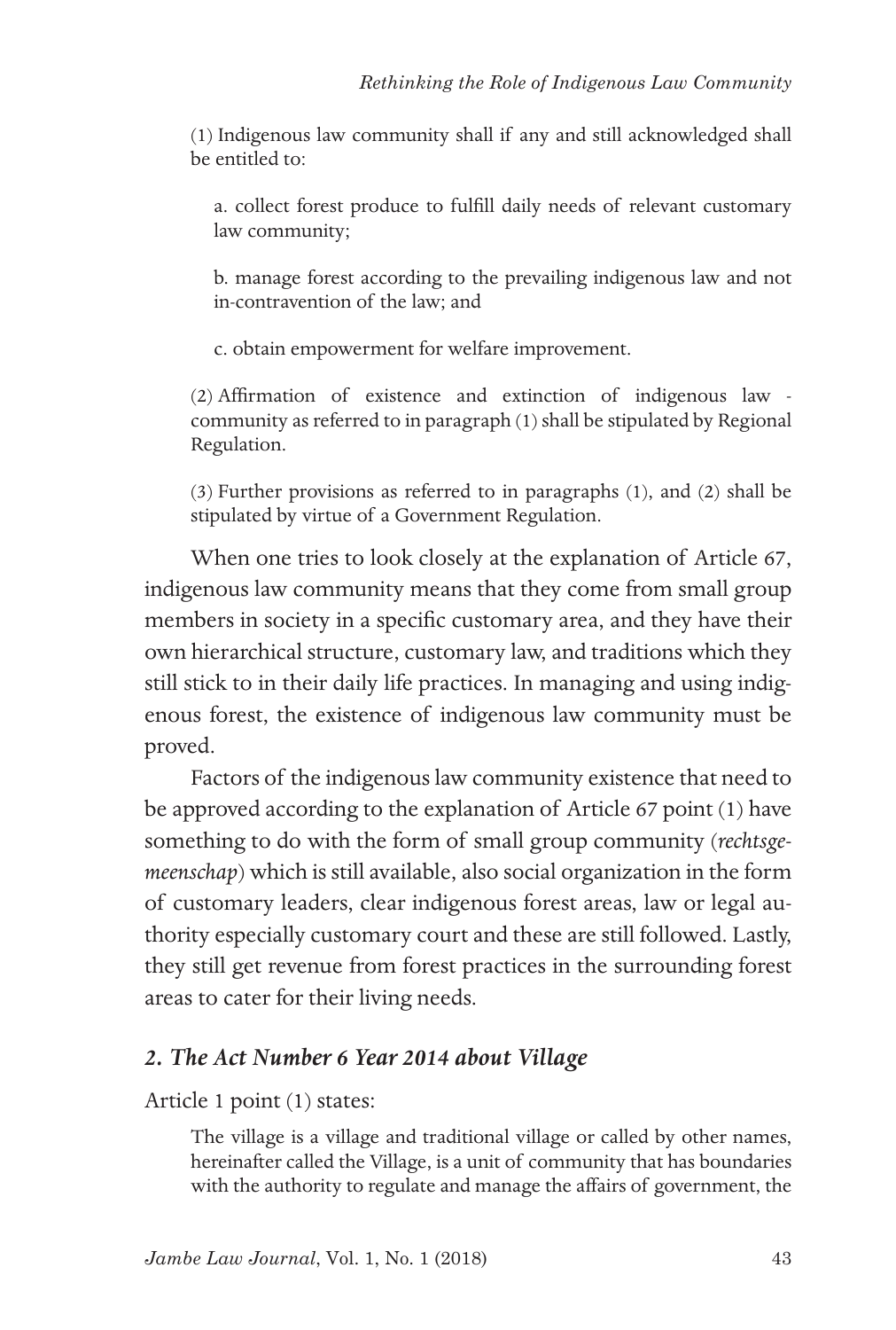(1) Indigenous law community shall if any and still acknowledged shall be entitled to:

a. collect forest produce to fulfill daily needs of relevant customary law community;

b. manage forest according to the prevailing indigenous law and not in-contravention of the law; and

c. obtain empowerment for welfare improvement.

(2) Affirmation of existence and extinction of indigenous law - community as referred to in paragraph (1) shall be stipulated by Regional Regulation.

(3) Further provisions as referred to in paragraphs (1), and (2) shall be stipulated by virtue of a Government Regulation.

When one tries to look closely at the explanation of Article 67, indigenous law community means that they come from small group members in society in a specific customary area, and they have their own hierarchical structure, customary law, and traditions which they still stick to in their daily life practices. In managing and using indigenous forest, the existence of indigenous law community must be proved.

Factors of the indigenous law community existence that need to be approved according to the explanation of Article 67 point (1) have something to do with the form of small group community (*rechtsgemeenschap*) which is still available, also social organization in the form of customary leaders, clear indigenous forest areas, law or legal authority especially customary court and these are still followed. Lastly, they still get revenue from forest practices in the surrounding forest areas to cater for their living needs.

### *2. The Act Number 6 Year 2014 about Village*

Article 1 point (1) states:

The village is a village and traditional village or called by other names, hereinafter called the Village, is a unit of community that has boundaries with the authority to regulate and manage the affairs of government, the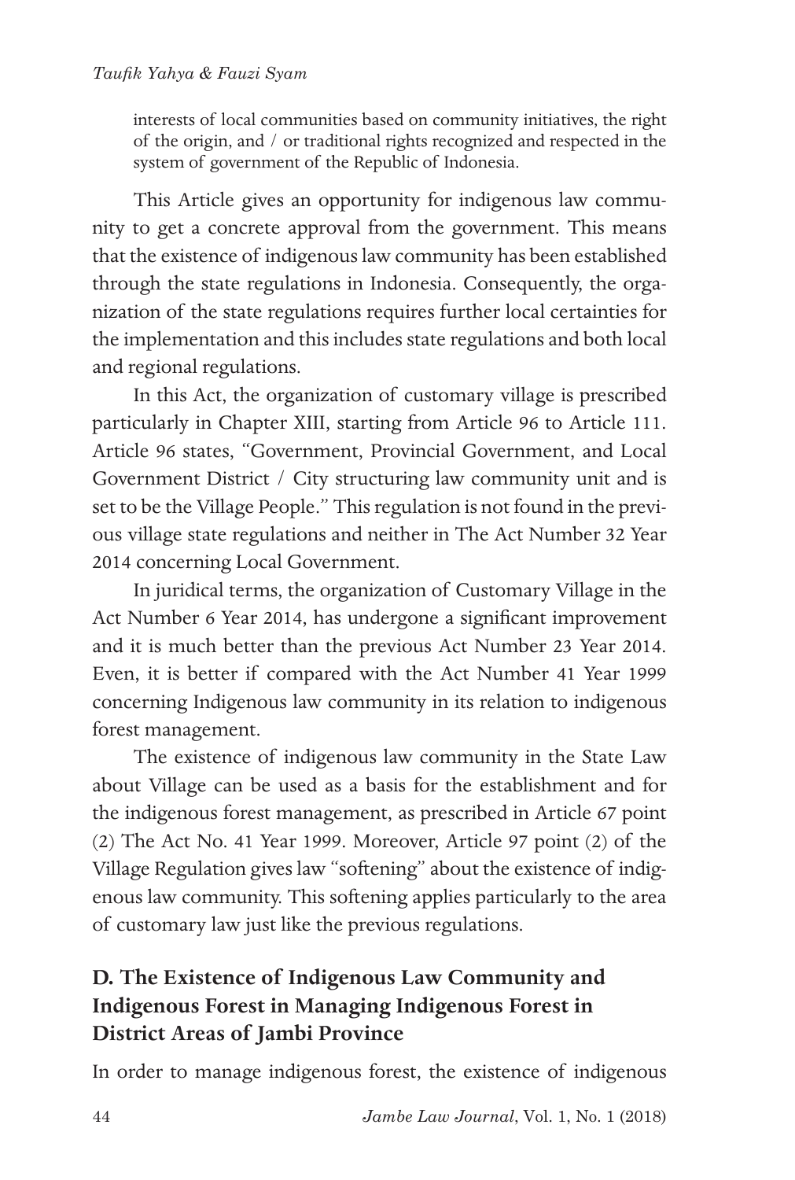> interests of local communities based on community initiatives, the right of the origin, and / or traditional rights recognized and respected in the system of government of the Republic of Indonesia.

This Article gives an opportunity for indigenous law community to get a concrete approval from the government. This means that the existence of indigenous law community has been established through the state regulations in Indonesia. Consequently, the organization of the state regulations requires further local certainties for the implementation and this includes state regulations and both local and regional regulations.

In this Act, the organization of customary village is prescribed particularly in Chapter XIII, starting from Article 96 to Article 111. Article 96 states, "Government, Provincial Government, and Local Government District / City structuring law community unit and is set to be the Village People." This regulation is not found in the previous village state regulations and neither in The Act Number 32 Year 2014 concerning Local Government.

In juridical terms, the organization of Customary Village in the Act Number 6 Year 2014, has undergone a significant improvement and it is much better than the previous Act Number 23 Year 2014. Even, it is better if compared with the Act Number 41 Year 1999 concerning Indigenous law community in its relation to indigenous forest management.

The existence of indigenous law community in the State Law about Village can be used as a basis for the establishment and for the indigenous forest management, as prescribed in Article 67 point (2) The Act No. 41 Year 1999. Moreover, Article 97 point (2) of the Village Regulation gives law "softening" about the existence of indigenous law community. This softening applies particularly to the area of customary law just like the previous regulations.

## D. The Existence of Indigenous Law Community and Indigenous Forest in Managing Indigenous Forest in District Areas of Jambi Province

In order to manage indigenous forest, the existence of indigenous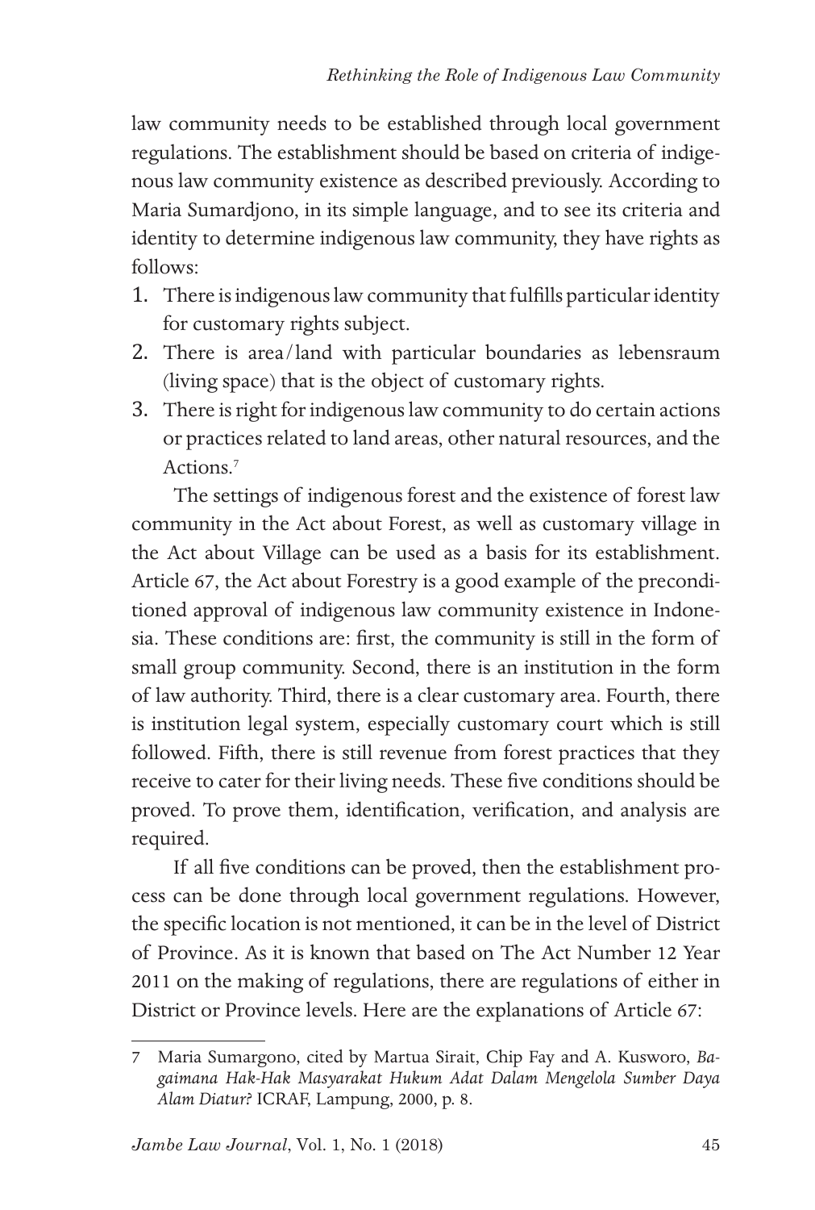law community needs to be established through local government regulations. The establishment should be based on criteria of indigenous law community existence as described previously. According to Maria Sumardjono, in its simple language, and to see its criteria and identity to determine indigenous law community, they have rights as follows:

1. There is indigenous law community that fulfills particular identity for customary rights subject.
2. There is area/land with particular boundaries as lebensraum (living space) that is the object of customary rights.
3. There is right for indigenous law community to do certain actions or practices related to land areas, other natural resources, and the Actions.[7]

The settings of indigenous forest and the existence of forest law community in the Act about Forest, as well as customary village in the Act about Village can be used as a basis for its establishment. Article 67, the Act about Forestry is a good example of the preconditioned approval of indigenous law community existence in Indonesia. These conditions are: first, the community is still in the form of small group community. Second, there is an institution in the form of law authority. Third, there is a clear customary area. Fourth, there is institution legal system, especially customary court which is still followed. Fifth, there is still revenue from forest practices that they receive to cater for their living needs. These five conditions should be proved. To prove them, identification, verification, and analysis are required.

If all five conditions can be proved, then the establishment process can be done through local government regulations. However, the specific location is not mentioned, it can be in the level of District of Province. As it is known that based on The Act Number 12 Year 2011 on the making of regulations, there are regulations of either in District or Province levels. Here are the explanations of Article 67:

---

7 Maria Sumargono, cited by Martua Sirait, Chip Fay and A. Kusworo, *Bagaimana Hak-Hak Masyarakat Hukum Adat Dalam Mengelola Sumber Daya Alam Diatur?* ICRAF, Lampung, 2000, p. 8.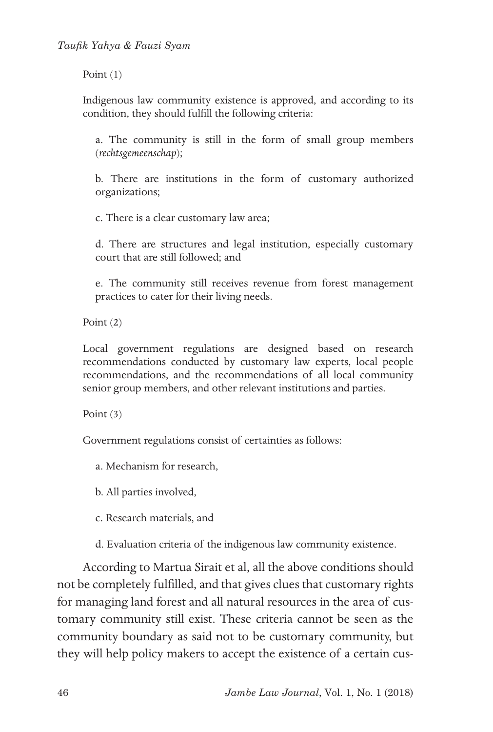Point (1)

Indigenous law community existence is approved, and according to its condition, they should fulfill the following criteria:

a. The community is still in the form of small group members (*rechtsgemeenschap*);

b. There are institutions in the form of customary authorized organizations;

c. There is a clear customary law area;

d. There are structures and legal institution, especially customary court that are still followed; and

e. The community still receives revenue from forest management practices to cater for their living needs.

Point (2)

Local government regulations are designed based on research recommendations conducted by customary law experts, local people recommendations, and the recommendations of all local community senior group members, and other relevant institutions and parties.

Point (3)

Government regulations consist of certainties as follows:

a. Mechanism for research,

b. All parties involved,

c. Research materials, and

d. Evaluation criteria of the indigenous law community existence.

According to Martua Sirait et al, all the above conditions should not be completely fulfilled, and that gives clues that customary rights for managing land forest and all natural resources in the area of customary community still exist. These criteria cannot be seen as the community boundary as said not to be customary community, but they will help policy makers to accept the existence of a certain cus-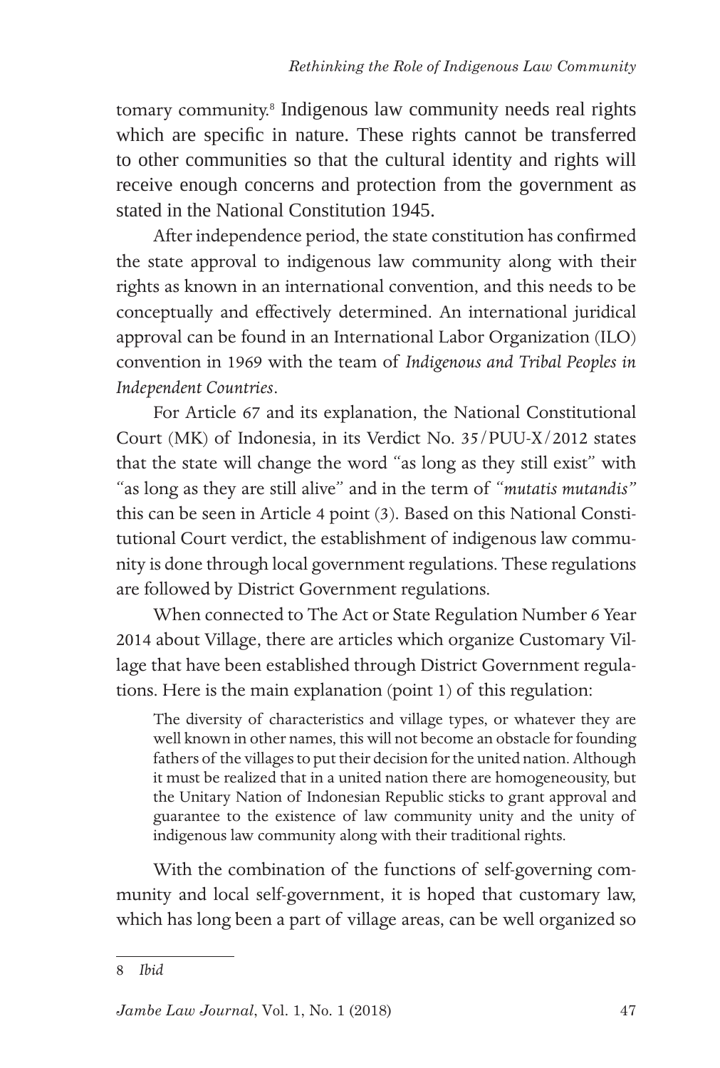tomary community.[8] Indigenous law community needs real rights which are specific in nature. These rights cannot be transferred to other communities so that the cultural identity and rights will receive enough concerns and protection from the government as stated in the National Constitution 1945.

After independence period, the state constitution has confirmed the state approval to indigenous law community along with their rights as known in an international convention, and this needs to be conceptually and effectively determined. An international juridical approval can be found in an International Labor Organization (ILO) convention in 1969 with the team of *Indigenous and Tribal Peoples in Independent Countries*.

For Article 67 and its explanation, the National Constitutional Court (MK) of Indonesia, in its Verdict No. 35/PUU-X/2012 states that the state will change the word "as long as they still exist" with "as long as they are still alive" and in the term of *"mutatis mutandis"* this can be seen in Article 4 point (3). Based on this National Constitutional Court verdict, the establishment of indigenous law community is done through local government regulations. These regulations are followed by District Government regulations.

When connected to The Act or State Regulation Number 6 Year 2014 about Village, there are articles which organize Customary Village that have been established through District Government regulations. Here is the main explanation (point 1) of this regulation:

> The diversity of characteristics and village types, or whatever they are well known in other names, this will not become an obstacle for founding fathers of the villages to put their decision for the united nation. Although it must be realized that in a united nation there are homogeneousity, but the Unitary Nation of Indonesian Republic sticks to grant approval and guarantee to the existence of law community unity and the unity of indigenous law community along with their traditional rights.

With the combination of the functions of self-governing community and local self-government, it is hoped that customary law, which has long been a part of village areas, can be well organized so

---

8 *Ibid*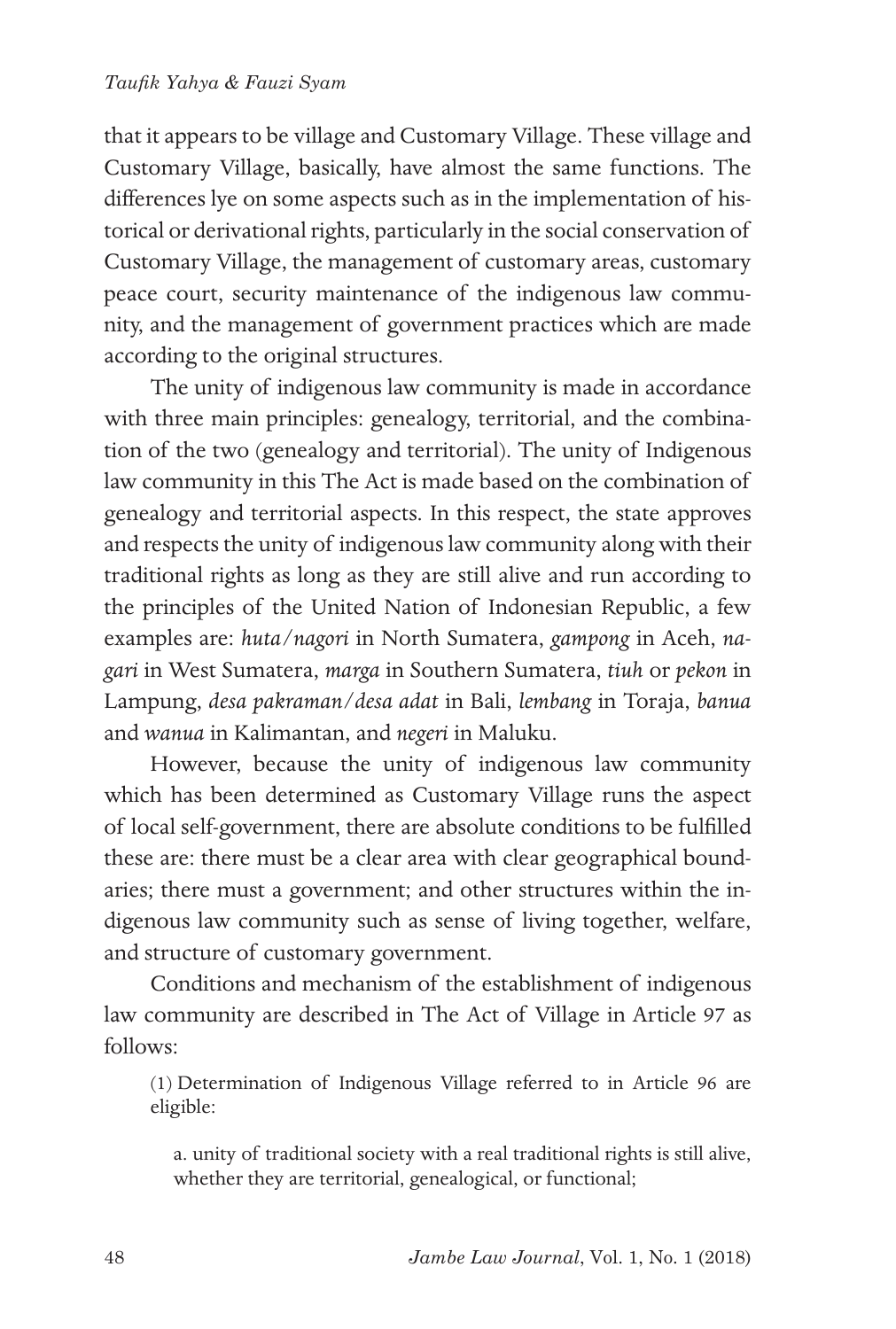that it appears to be village and Customary Village. These village and Customary Village, basically, have almost the same functions. The differences lye on some aspects such as in the implementation of historical or derivational rights, particularly in the social conservation of Customary Village, the management of customary areas, customary peace court, security maintenance of the indigenous law community, and the management of government practices which are made according to the original structures.

The unity of indigenous law community is made in accordance with three main principles: genealogy, territorial, and the combination of the two (genealogy and territorial). The unity of Indigenous law community in this The Act is made based on the combination of genealogy and territorial aspects. In this respect, the state approves and respects the unity of indigenous law community along with their traditional rights as long as they are still alive and run according to the principles of the United Nation of Indonesian Republic, a few examples are: *huta/nagori* in North Sumatera, *gampong* in Aceh, *nagari* in West Sumatera, *marga* in Southern Sumatera, *tiuh* or *pekon* in Lampung, *desa pakraman/desa adat* in Bali, *lembang* in Toraja, *banua* and *wanua* in Kalimantan, and *negeri* in Maluku.

However, because the unity of indigenous law community which has been determined as Customary Village runs the aspect of local self-government, there are absolute conditions to be fulfilled these are: there must be a clear area with clear geographical boundaries; there must a government; and other structures within the indigenous law community such as sense of living together, welfare, and structure of customary government.

Conditions and mechanism of the establishment of indigenous law community are described in The Act of Village in Article 97 as follows:

> (1) Determination of Indigenous Village referred to in Article 96 are eligible:
>
> a. unity of traditional society with a real traditional rights is still alive, whether they are territorial, genealogical, or functional;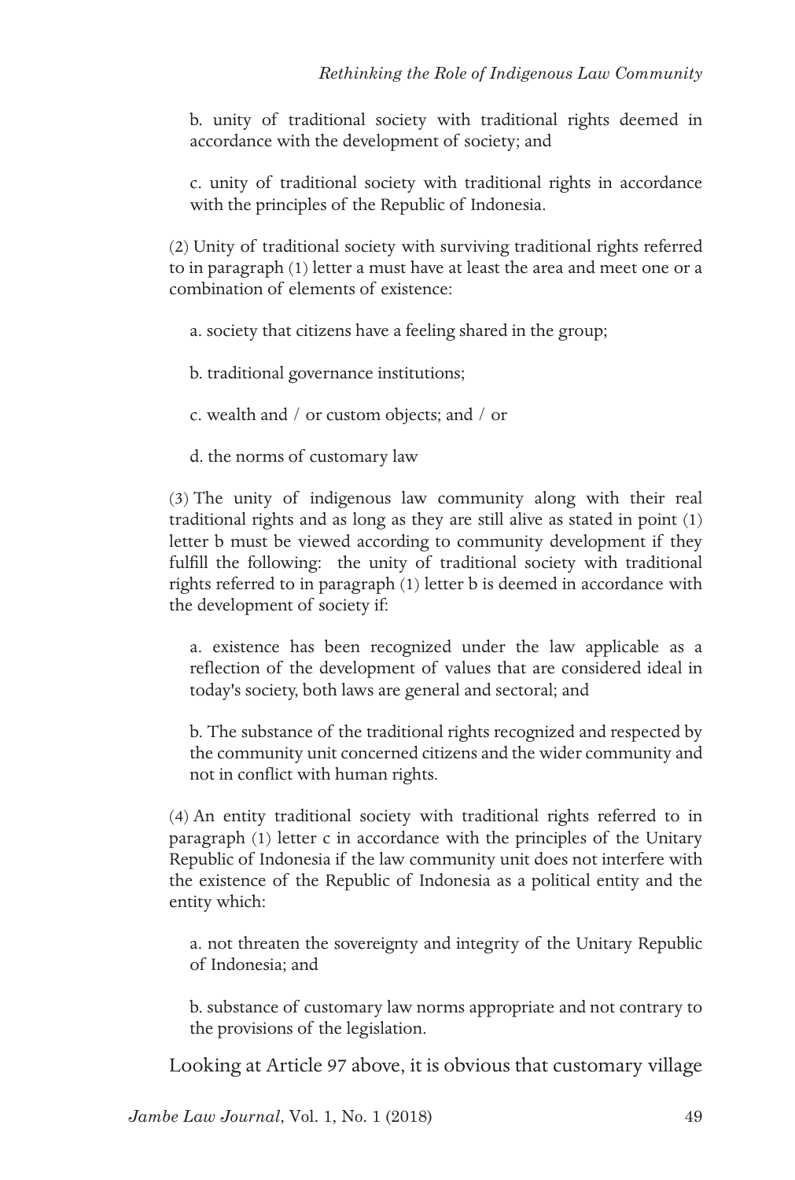b. unity of traditional society with traditional rights deemed in accordance with the development of society; and

c. unity of traditional society with traditional rights in accordance with the principles of the Republic of Indonesia.

(2) Unity of traditional society with surviving traditional rights referred to in paragraph (1) letter a must have at least the area and meet one or a combination of elements of existence:

a. society that citizens have a feeling shared in the group;

b. traditional governance institutions;

c. wealth and / or custom objects; and / or

d. the norms of customary law

(3) The unity of indigenous law community along with their real traditional rights and as long as they are still alive as stated in point (1) letter b must be viewed according to community development if they fulfill the following: the unity of traditional society with traditional rights referred to in paragraph (1) letter b is deemed in accordance with the development of society if:

a. existence has been recognized under the law applicable as a reflection of the development of values that are considered ideal in today's society, both laws are general and sectoral; and

b. The substance of the traditional rights recognized and respected by the community unit concerned citizens and the wider community and not in conflict with human rights.

(4) An entity traditional society with traditional rights referred to in paragraph (1) letter c in accordance with the principles of the Unitary Republic of Indonesia if the law community unit does not interfere with the existence of the Republic of Indonesia as a political entity and the entity which:

a. not threaten the sovereignty and integrity of the Unitary Republic of Indonesia; and

b. substance of customary law norms appropriate and not contrary to the provisions of the legislation.

Looking at Article 97 above, it is obvious that customary village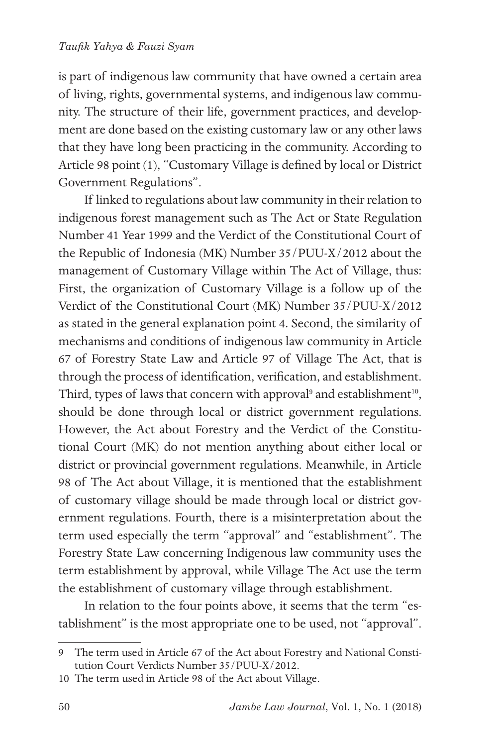is part of indigenous law community that have owned a certain area of living, rights, governmental systems, and indigenous law community. The structure of their life, government practices, and development are done based on the existing customary law or any other laws that they have long been practicing in the community. According to Article 98 point (1), "Customary Village is defined by local or District Government Regulations".

If linked to regulations about law community in their relation to indigenous forest management such as The Act or State Regulation Number 41 Year 1999 and the Verdict of the Constitutional Court of the Republic of Indonesia (MK) Number 35/PUU-X/2012 about the management of Customary Village within The Act of Village, thus: First, the organization of Customary Village is a follow up of the Verdict of the Constitutional Court (MK) Number 35/PUU-X/2012 as stated in the general explanation point 4. Second, the similarity of mechanisms and conditions of indigenous law community in Article 67 of Forestry State Law and Article 97 of Village The Act, that is through the process of identification, verification, and establishment. Third, types of laws that concern with approval[9] and establishment[10], should be done through local or district government regulations. However, the Act about Forestry and the Verdict of the Constitutional Court (MK) do not mention anything about either local or district or provincial government regulations. Meanwhile, in Article 98 of The Act about Village, it is mentioned that the establishment of customary village should be made through local or district government regulations. Fourth, there is a misinterpretation about the term used especially the term "approval" and "establishment". The Forestry State Law concerning Indigenous law community uses the term establishment by approval, while Village The Act use the term the establishment of customary village through establishment.

In relation to the four points above, it seems that the term "establishment" is the most appropriate one to be used, not "approval".

---

9 The term used in Article 67 of the Act about Forestry and National Constitution Court Verdicts Number 35/PUU-X/2012.

10 The term used in Article 98 of the Act about Village.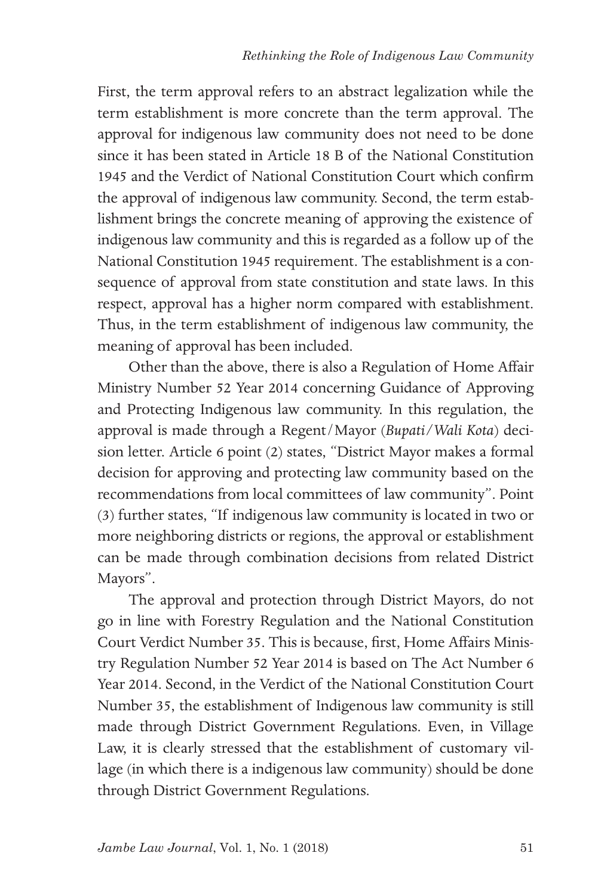First, the term approval refers to an abstract legalization while the term establishment is more concrete than the term approval. The approval for indigenous law community does not need to be done since it has been stated in Article 18 B of the National Constitution 1945 and the Verdict of National Constitution Court which confirm the approval of indigenous law community. Second, the term establishment brings the concrete meaning of approving the existence of indigenous law community and this is regarded as a follow up of the National Constitution 1945 requirement. The establishment is a consequence of approval from state constitution and state laws. In this respect, approval has a higher norm compared with establishment. Thus, in the term establishment of indigenous law community, the meaning of approval has been included.

Other than the above, there is also a Regulation of Home Affair Ministry Number 52 Year 2014 concerning Guidance of Approving and Protecting Indigenous law community. In this regulation, the approval is made through a Regent/Mayor (*Bupati/Wali Kota*) decision letter. Article 6 point (2) states, "District Mayor makes a formal decision for approving and protecting law community based on the recommendations from local committees of law community". Point (3) further states, "If indigenous law community is located in two or more neighboring districts or regions, the approval or establishment can be made through combination decisions from related District Mayors".

The approval and protection through District Mayors, do not go in line with Forestry Regulation and the National Constitution Court Verdict Number 35. This is because, first, Home Affairs Ministry Regulation Number 52 Year 2014 is based on The Act Number 6 Year 2014. Second, in the Verdict of the National Constitution Court Number 35, the establishment of Indigenous law community is still made through District Government Regulations. Even, in Village Law, it is clearly stressed that the establishment of customary village (in which there is a indigenous law community) should be done through District Government Regulations.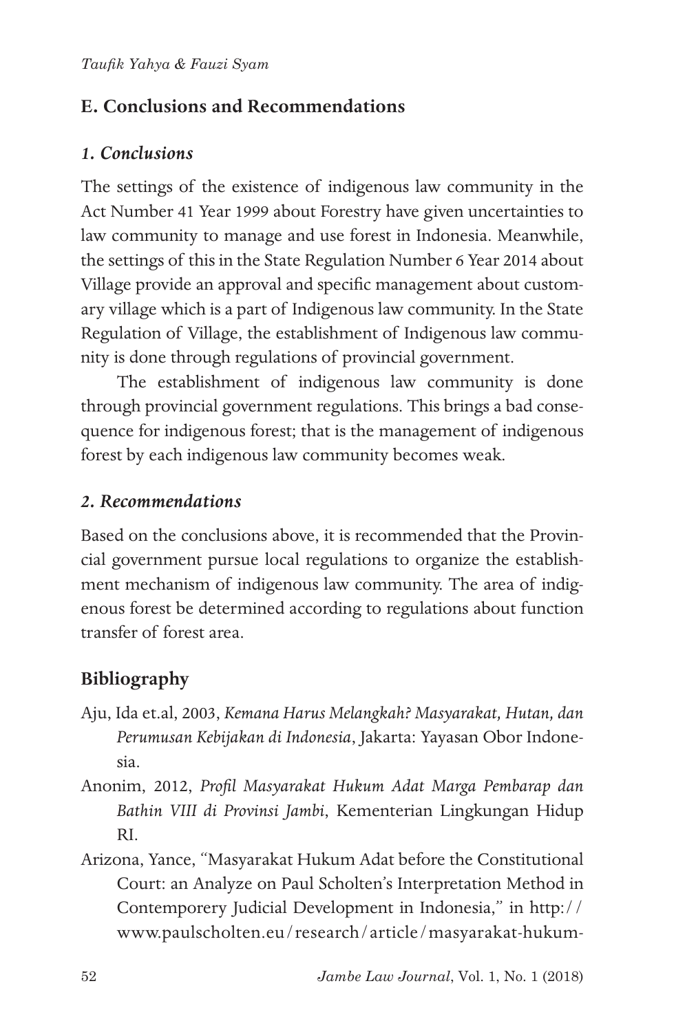## E. Conclusions and Recommendations

### *1. Conclusions*

The settings of the existence of indigenous law community in the Act Number 41 Year 1999 about Forestry have given uncertainties to law community to manage and use forest in Indonesia. Meanwhile, the settings of this in the State Regulation Number 6 Year 2014 about Village provide an approval and specific management about customary village which is a part of Indigenous law community. In the State Regulation of Village, the establishment of Indigenous law community is done through regulations of provincial government.

The establishment of indigenous law community is done through provincial government regulations. This brings a bad consequence for indigenous forest; that is the management of indigenous forest by each indigenous law community becomes weak.

### *2. Recommendations*

Based on the conclusions above, it is recommended that the Provincial government pursue local regulations to organize the establishment mechanism of indigenous law community. The area of indigenous forest be determined according to regulations about function transfer of forest area.

## Bibliography

Aju, Ida et.al, 2003, *Kemana Harus Melangkah? Masyarakat, Hutan, dan Perumusan Kebijakan di Indonesia*, Jakarta: Yayasan Obor Indonesia.

Anonim, 2012, *Profil Masyarakat Hukum Adat Marga Pembarap dan Bathin VIII di Provinsi Jambi*, Kementerian Lingkungan Hidup RI.

Arizona, Yance, "Masyarakat Hukum Adat before the Constitutional Court: an Analyze on Paul Scholten's Interpretation Method in Contemporery Judicial Development in Indonesia," in http://www.paulscholten.eu/research/article/masyarakat-hukum-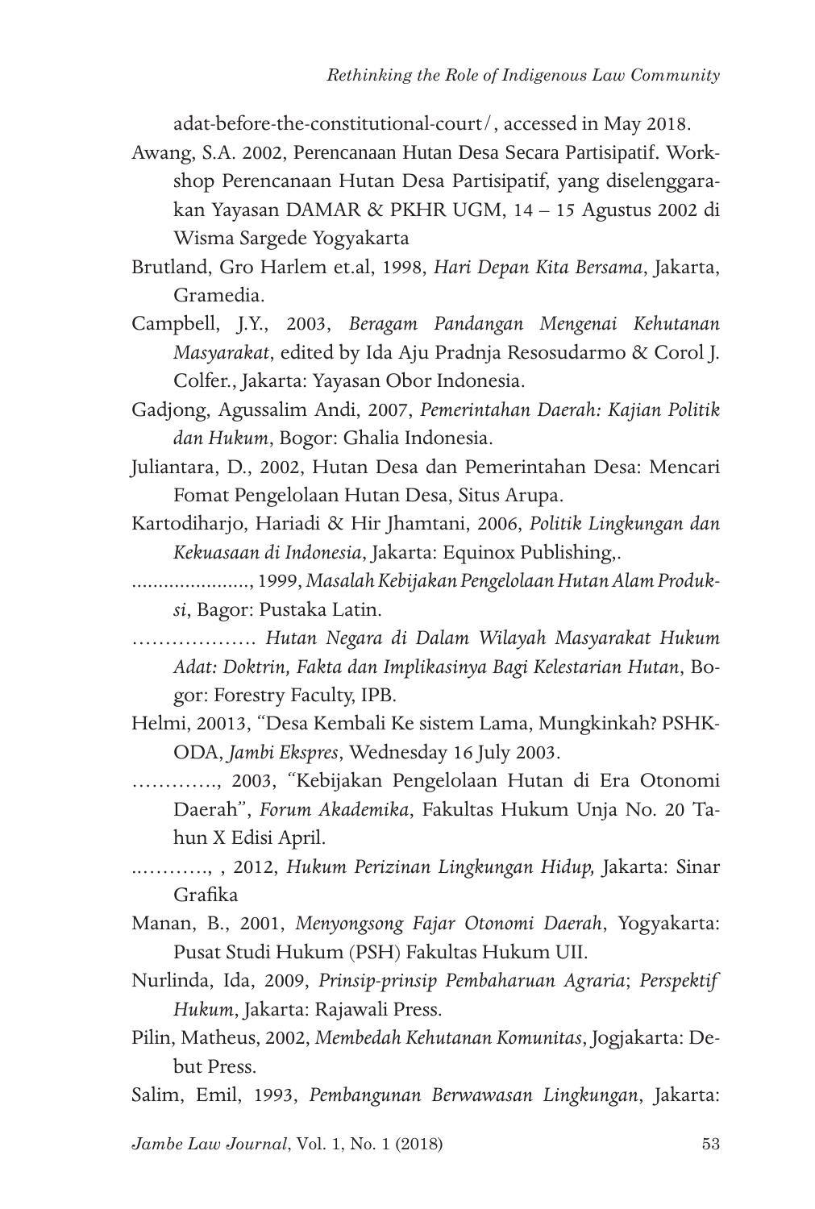adat-before-the-constitutional-court/, accessed in May 2018.

Awang, S.A. 2002, Perencanaan Hutan Desa Secara Partisipatif. Workshop Perencanaan Hutan Desa Partisipatif, yang diselenggarakan Yayasan DAMAR & PKHR UGM, 14 – 15 Agustus 2002 di Wisma Sargede Yogyakarta

Brutland, Gro Harlem et.al, 1998, *Hari Depan Kita Bersama*, Jakarta, Gramedia.

Campbell, J.Y., 2003, *Beragam Pandangan Mengenai Kehutanan Masyarakat*, edited by Ida Aju Pradnja Resosudarmo & Corol J. Colfer., Jakarta: Yayasan Obor Indonesia.

Gadjong, Agussalim Andi, 2007, *Pemerintahan Daerah: Kajian Politik dan Hukum*, Bogor: Ghalia Indonesia.

Juliantara, D., 2002, Hutan Desa dan Pemerintahan Desa: Mencari Fomat Pengelolaan Hutan Desa, Situs Arupa.

Kartodiharjo, Hariadi & Hir Jhamtani, 2006, *Politik Lingkungan dan Kekuasaan di Indonesia*, Jakarta: Equinox Publishing,.

......................, 1999, *Masalah Kebijakan Pengelolaan Hutan Alam Produksi*, Bagor: Pustaka Latin.

………………. *Hutan Negara di Dalam Wilayah Masyarakat Hukum Adat: Doktrin, Fakta dan Implikasinya Bagi Kelestarian Hutan*, Bogor: Forestry Faculty, IPB.

Helmi, 20013, "Desa Kembali Ke sistem Lama, Mungkinkah? PSHK-ODA, *Jambi Ekspres*, Wednesday 16 July 2003.

…………., 2003, "Kebijakan Pengelolaan Hutan di Era Otonomi Daerah", *Forum Akademika*, Fakultas Hukum Unja No. 20 Tahun X Edisi April.

..………., , 2012, *Hukum Perizinan Lingkungan Hidup,* Jakarta: Sinar Grafika

Manan, B., 2001, *Menyongsong Fajar Otonomi Daerah*, Yogyakarta: Pusat Studi Hukum (PSH) Fakultas Hukum UII.

Nurlinda, Ida, 2009, *Prinsip-prinsip Pembaharuan Agraria*; *Perspektif Hukum*, Jakarta: Rajawali Press.

Pilin, Matheus, 2002, *Membedah Kehutanan Komunitas*, Jogjakarta: Debut Press.

Salim, Emil, 1993, *Pembangunan Berwawasan Lingkungan*, Jakarta: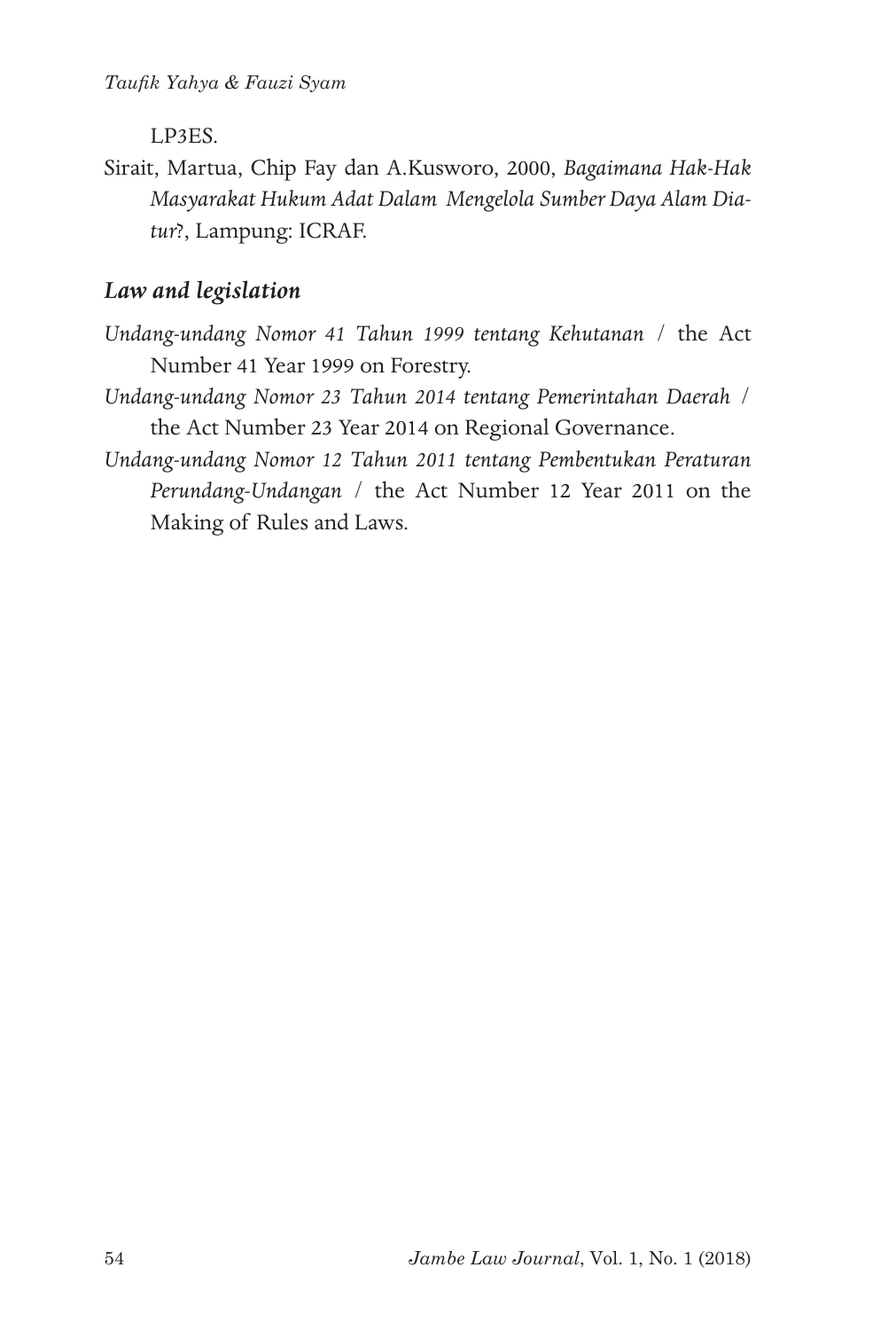LP3ES.

Sirait, Martua, Chip Fay dan A.Kusworo, 2000, *Bagaimana Hak-Hak Masyarakat Hukum Adat Dalam Mengelola Sumber Daya Alam Diatur*?, Lampung: ICRAF.

### *Law and legislation*

*Undang-undang Nomor 41 Tahun 1999 tentang Kehutanan* / the Act Number 41 Year 1999 on Forestry.

*Undang-undang Nomor 23 Tahun 2014 tentang Pemerintahan Daerah* / the Act Number 23 Year 2014 on Regional Governance.

*Undang-undang Nomor 12 Tahun 2011 tentang Pembentukan Peraturan Perundang-Undangan* / the Act Number 12 Year 2011 on the Making of Rules and Laws.